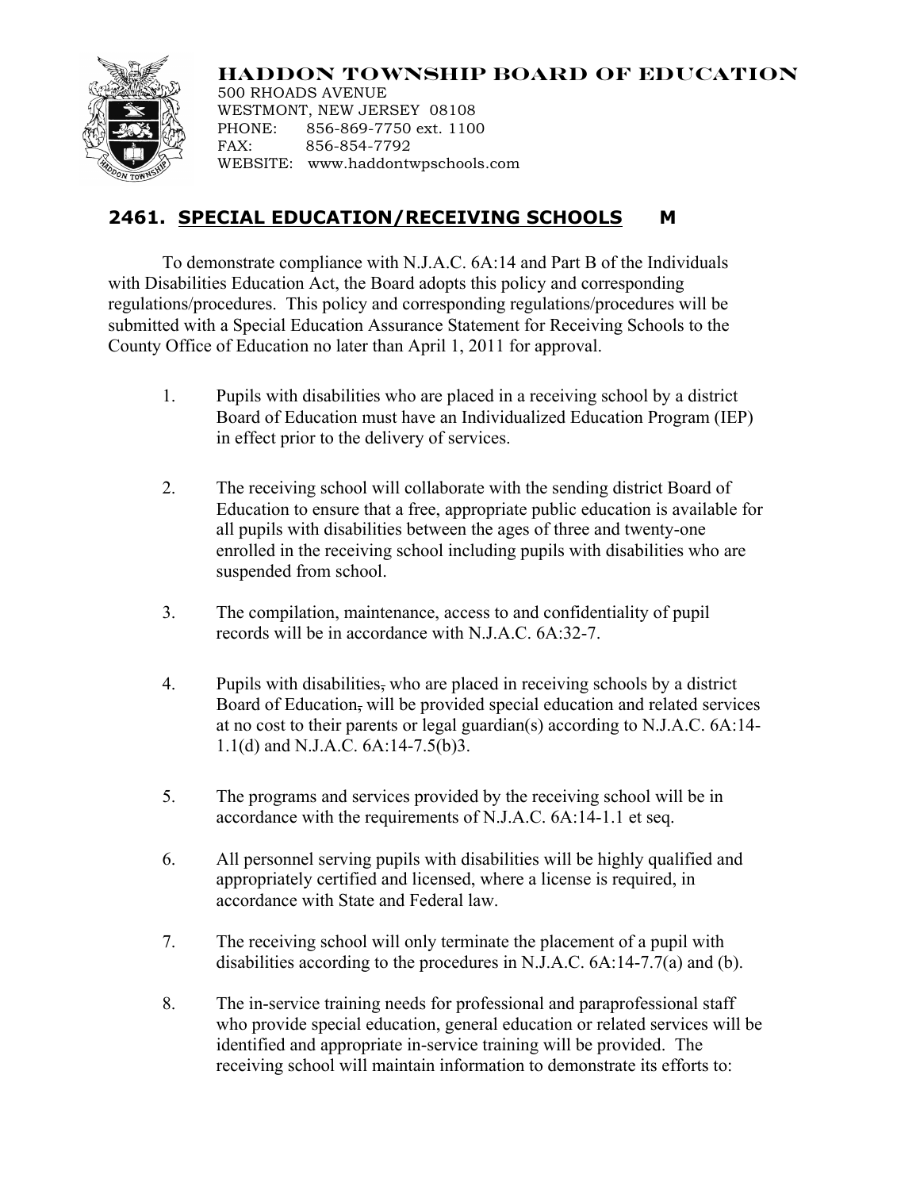# HADDON TOWNSHIP BOARD OF EDUCATION

500 RHOADS AVENUE
WESTMONT, NEW JERSEY 08108
PHONE: 856-869-7750 ext. 1100
FAX: 856-854-7792
WEBSITE: www.haddontwpschools.com

## 2461. SPECIAL EDUCATION/RECEIVING SCHOOLS M

To demonstrate compliance with N.J.A.C. 6A:14 and Part B of the Individuals with Disabilities Education Act, the Board adopts this policy and corresponding regulations/procedures. This policy and corresponding regulations/procedures will be submitted with a Special Education Assurance Statement for Receiving Schools to the County Office of Education no later than April 1, 2011 for approval.

1. Pupils with disabilities who are placed in a receiving school by a district Board of Education must have an Individualized Education Program (IEP) in effect prior to the delivery of services.

2. The receiving school will collaborate with the sending district Board of Education to ensure that a free, appropriate public education is available for all pupils with disabilities between the ages of three and twenty-one enrolled in the receiving school including pupils with disabilities who are suspended from school.

3. The compilation, maintenance, access to and confidentiality of pupil records will be in accordance with N.J.A.C. 6A:32-7.

4. Pupils with disabilities~~,~~ who are placed in receiving schools by a district Board of Education~~,~~ will be provided special education and related services at no cost to their parents or legal guardian(s) according to N.J.A.C. 6A:14-1.1(d) and N.J.A.C. 6A:14-7.5(b)3.

5. The programs and services provided by the receiving school will be in accordance with the requirements of N.J.A.C. 6A:14-1.1 et seq.

6. All personnel serving pupils with disabilities will be highly qualified and appropriately certified and licensed, where a license is required, in accordance with State and Federal law.

7. The receiving school will only terminate the placement of a pupil with disabilities according to the procedures in N.J.A.C. 6A:14-7.7(a) and (b).

8. The in-service training needs for professional and paraprofessional staff who provide special education, general education or related services will be identified and appropriate in-service training will be provided. The receiving school will maintain information to demonstrate its efforts to: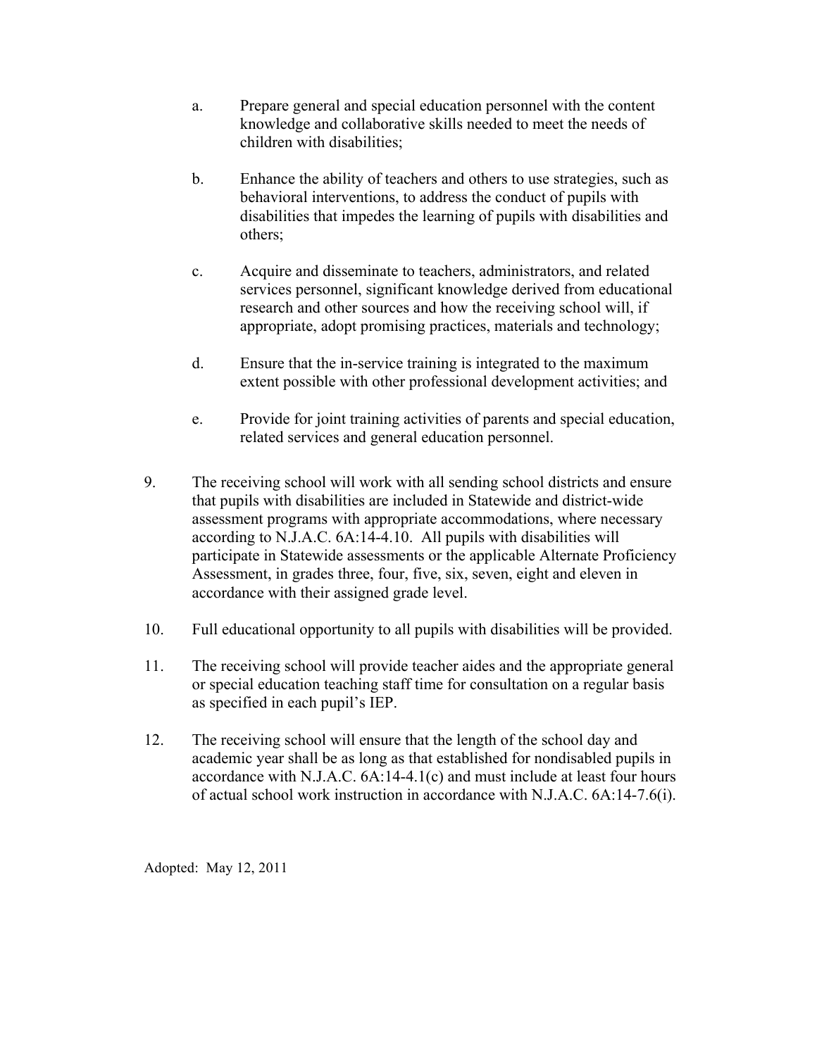a. Prepare general and special education personnel with the content knowledge and collaborative skills needed to meet the needs of children with disabilities;

b. Enhance the ability of teachers and others to use strategies, such as behavioral interventions, to address the conduct of pupils with disabilities that impedes the learning of pupils with disabilities and others;

c. Acquire and disseminate to teachers, administrators, and related services personnel, significant knowledge derived from educational research and other sources and how the receiving school will, if appropriate, adopt promising practices, materials and technology;

d. Ensure that the in-service training is integrated to the maximum extent possible with other professional development activities; and

e. Provide for joint training activities of parents and special education, related services and general education personnel.

9. The receiving school will work with all sending school districts and ensure that pupils with disabilities are included in Statewide and district-wide assessment programs with appropriate accommodations, where necessary according to N.J.A.C. 6A:14-4.10. All pupils with disabilities will participate in Statewide assessments or the applicable Alternate Proficiency Assessment, in grades three, four, five, six, seven, eight and eleven in accordance with their assigned grade level.

10. Full educational opportunity to all pupils with disabilities will be provided.

11. The receiving school will provide teacher aides and the appropriate general or special education teaching staff time for consultation on a regular basis as specified in each pupil's IEP.

12. The receiving school will ensure that the length of the school day and academic year shall be as long as that established for nondisabled pupils in accordance with N.J.A.C. 6A:14-4.1(c) and must include at least four hours of actual school work instruction in accordance with N.J.A.C. 6A:14-7.6(i).

Adopted: May 12, 2011